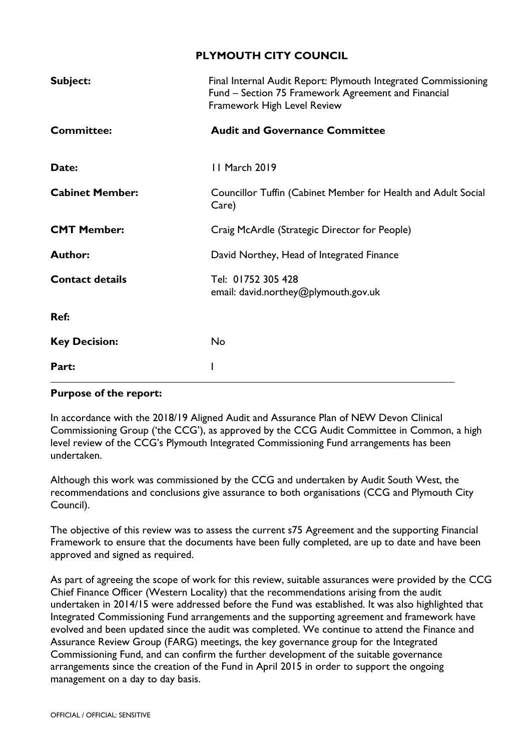# PLYMOUTH CITY COUNCIL

| | |
|---|---|
| **Subject:** | Final Internal Audit Report: Plymouth Integrated Commissioning Fund – Section 75 Framework Agreement and Financial Framework High Level Review |
| **Committee:** | **Audit and Governance Committee** |
| **Date:** | 11 March 2019 |
| **Cabinet Member:** | Councillor Tuffin (Cabinet Member for Health and Adult Social Care) |
| **CMT Member:** | Craig McArdle (Strategic Director for People) |
| **Author:** | David Northey, Head of Integrated Finance |
| **Contact details** | Tel: 01752 305 428<br>email: david.northey@plymouth.gov.uk |
| **Ref:** | |
| **Key Decision:** | No |
| **Part:** | I |

**Purpose of the report:**

In accordance with the 2018/19 Aligned Audit and Assurance Plan of NEW Devon Clinical Commissioning Group ('the CCG'), as approved by the CCG Audit Committee in Common, a high level review of the CCG's Plymouth Integrated Commissioning Fund arrangements has been undertaken.

Although this work was commissioned by the CCG and undertaken by Audit South West, the recommendations and conclusions give assurance to both organisations (CCG and Plymouth City Council).

The objective of this review was to assess the current s75 Agreement and the supporting Financial Framework to ensure that the documents have been fully completed, are up to date and have been approved and signed as required.

As part of agreeing the scope of work for this review, suitable assurances were provided by the CCG Chief Finance Officer (Western Locality) that the recommendations arising from the audit undertaken in 2014/15 were addressed before the Fund was established. It was also highlighted that Integrated Commissioning Fund arrangements and the supporting agreement and framework have evolved and been updated since the audit was completed. We continue to attend the Finance and Assurance Review Group (FARG) meetings, the key governance group for the Integrated Commissioning Fund, and can confirm the further development of the suitable governance arrangements since the creation of the Fund in April 2015 in order to support the ongoing management on a day to day basis.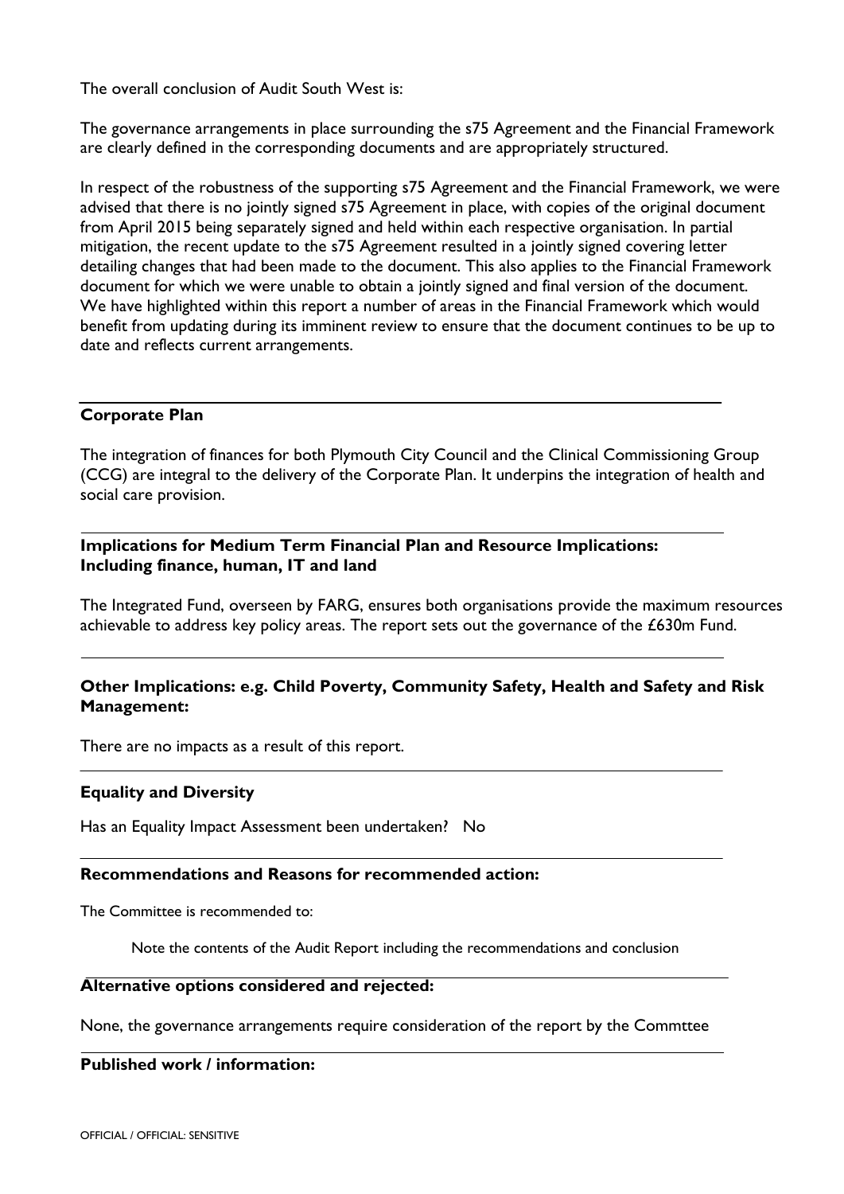The overall conclusion of Audit South West is:

The governance arrangements in place surrounding the s75 Agreement and the Financial Framework are clearly defined in the corresponding documents and are appropriately structured.

In respect of the robustness of the supporting s75 Agreement and the Financial Framework, we were advised that there is no jointly signed s75 Agreement in place, with copies of the original document from April 2015 being separately signed and held within each respective organisation. In partial mitigation, the recent update to the s75 Agreement resulted in a jointly signed covering letter detailing changes that had been made to the document. This also applies to the Financial Framework document for which we were unable to obtain a jointly signed and final version of the document. We have highlighted within this report a number of areas in the Financial Framework which would benefit from updating during its imminent review to ensure that the document continues to be up to date and reflects current arrangements.

**Corporate Plan**

The integration of finances for both Plymouth City Council and the Clinical Commissioning Group (CCG) are integral to the delivery of the Corporate Plan. It underpins the integration of health and social care provision.

**Implications for Medium Term Financial Plan and Resource Implications: Including finance, human, IT and land**

The Integrated Fund, overseen by FARG, ensures both organisations provide the maximum resources achievable to address key policy areas. The report sets out the governance of the £630m Fund.

**Other Implications: e.g. Child Poverty, Community Safety, Health and Safety and Risk Management:**

There are no impacts as a result of this report.

**Equality and Diversity**

Has an Equality Impact Assessment been undertaken? No

**Recommendations and Reasons for recommended action:**

The Committee is recommended to:

Note the contents of the Audit Report including the recommendations and conclusion

**Alternative options considered and rejected:**

None, the governance arrangements require consideration of the report by the Commttee

**Published work / information:**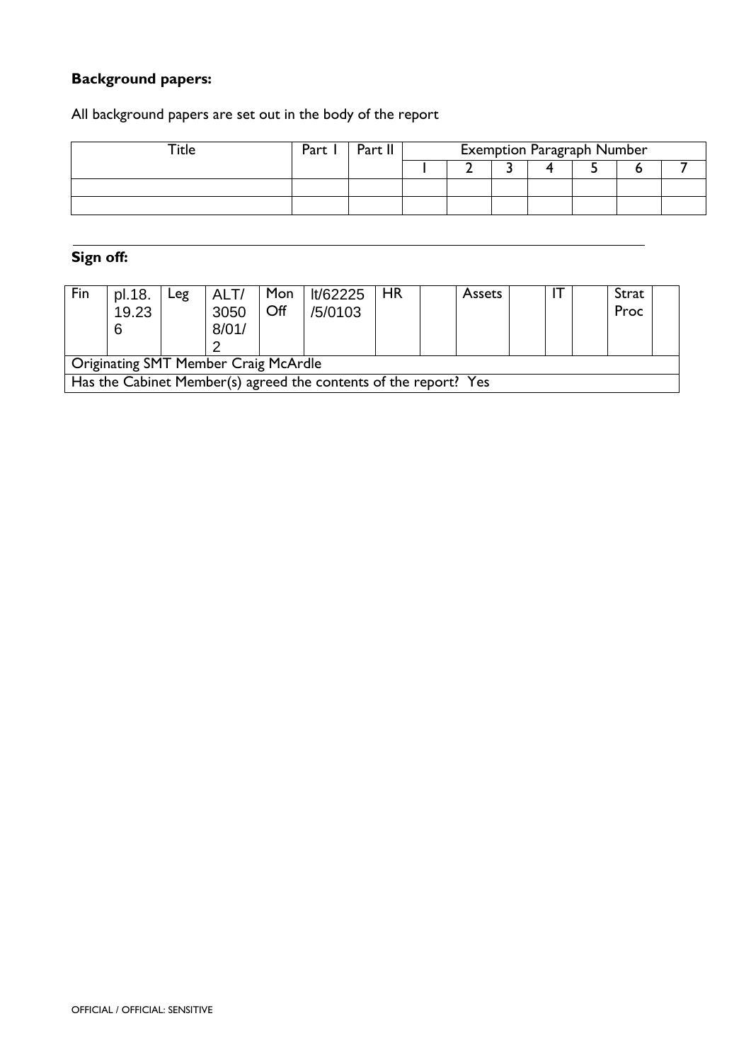**Background papers:**

All background papers are set out in the body of the report

| Title | Part I | Part II | Exemption Paragraph Number | | | | | | |
|---|---|---|---|---|---|---|---|---|---|
| | | | 1 | 2 | 3 | 4 | 5 | 6 | 7 |
| | | | | | | | | | |
| | | | | | | | | | |

---

**Sign off:**

| Fin | pl.18.19.236 | Leg | ALT/30508/01/2 | Mon Off | lt/62225/5/0103 | HR | | Assets | | IT | | Strat Proc | |
|---|---|---|---|---|---|---|---|---|---|---|---|---|---|
| Originating SMT Member Craig McArdle | | | | | | | | | | | | | |
| Has the Cabinet Member(s) agreed the contents of the report? Yes | | | | | | | | | | | | | |

OFFICIAL / OFFICIAL: SENSITIVE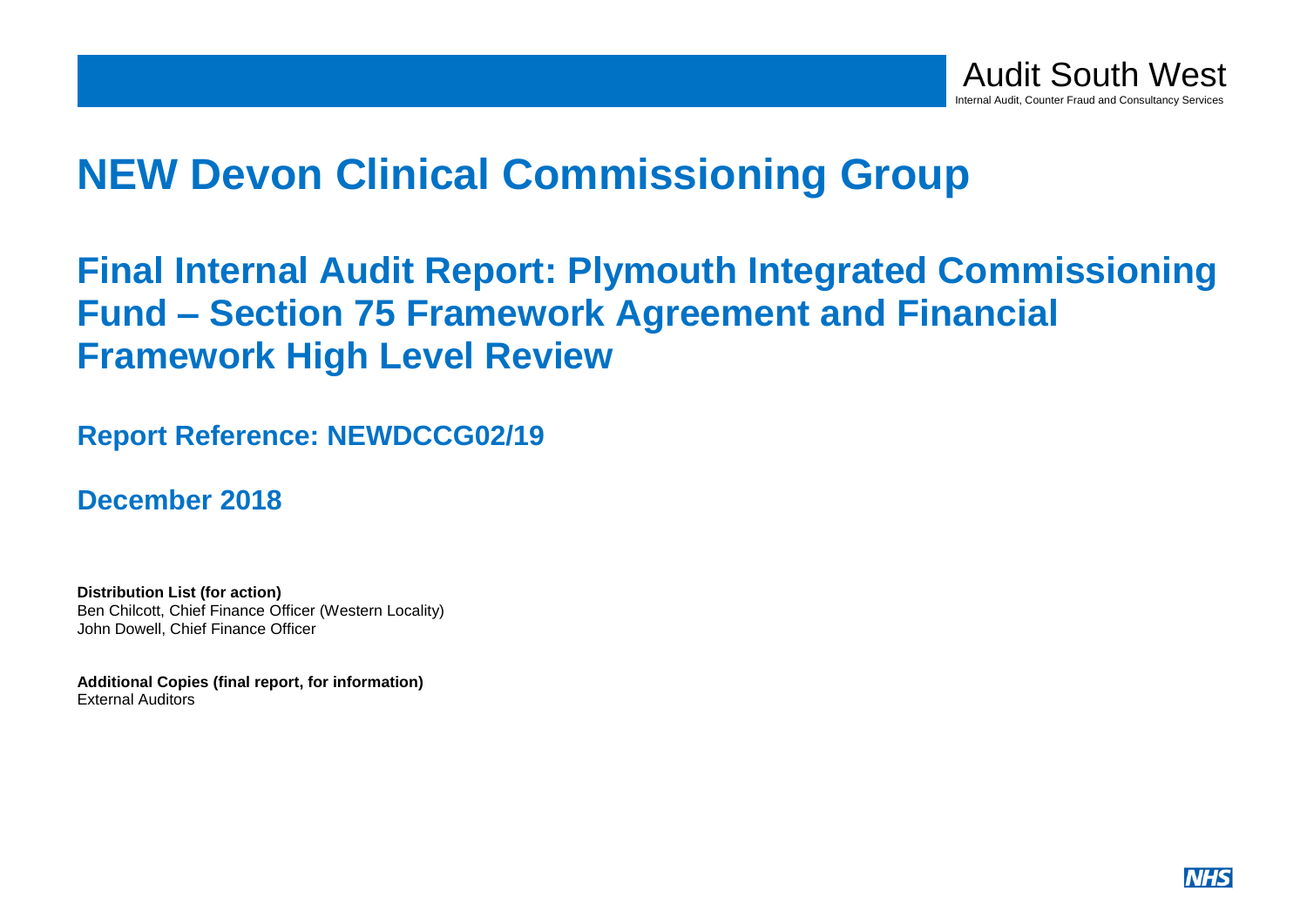Audit South West

Internal Audit, Counter Fraud and Consultancy Services

# NEW Devon Clinical Commissioning Group

## Final Internal Audit Report: Plymouth Integrated Commissioning Fund – Section 75 Framework Agreement and Financial Framework High Level Review

### Report Reference: NEWDCCG02/19

### December 2018

**Distribution List (for action)**
Ben Chilcott, Chief Finance Officer (Western Locality)
John Dowell, Chief Finance Officer

**Additional Copies (final report, for information)**
External Auditors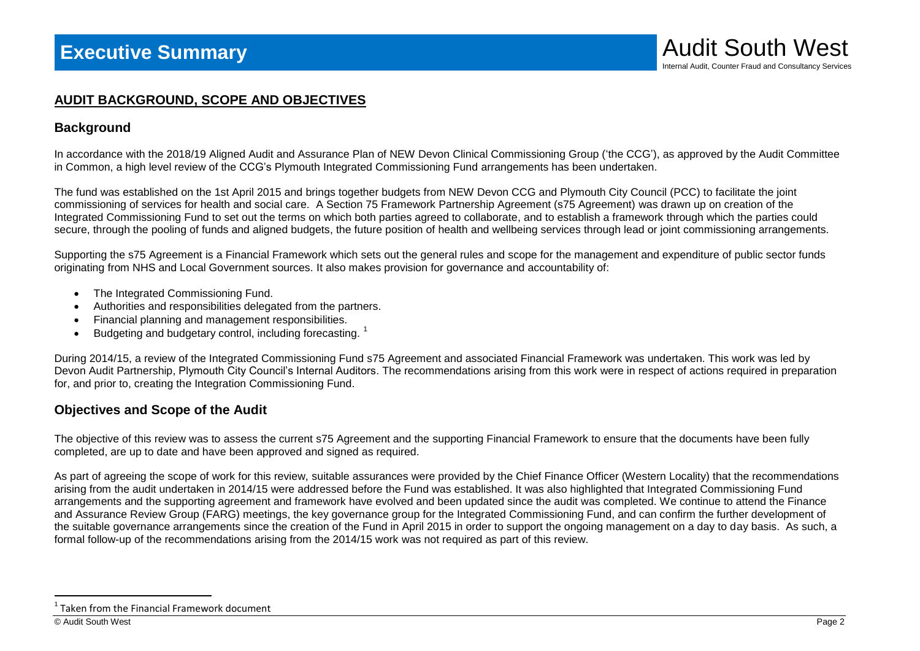# Executive Summary

## AUDIT BACKGROUND, SCOPE AND OBJECTIVES

### Background

In accordance with the 2018/19 Aligned Audit and Assurance Plan of NEW Devon Clinical Commissioning Group ('the CCG'), as approved by the Audit Committee in Common, a high level review of the CCG's Plymouth Integrated Commissioning Fund arrangements has been undertaken.

The fund was established on the 1st April 2015 and brings together budgets from NEW Devon CCG and Plymouth City Council (PCC) to facilitate the joint commissioning of services for health and social care. A Section 75 Framework Partnership Agreement (s75 Agreement) was drawn up on creation of the Integrated Commissioning Fund to set out the terms on which both parties agreed to collaborate, and to establish a framework through which the parties could secure, through the pooling of funds and aligned budgets, the future position of health and wellbeing services through lead or joint commissioning arrangements.

Supporting the s75 Agreement is a Financial Framework which sets out the general rules and scope for the management and expenditure of public sector funds originating from NHS and Local Government sources. It also makes provision for governance and accountability of:

- The Integrated Commissioning Fund.
- Authorities and responsibilities delegated from the partners.
- Financial planning and management responsibilities.
- Budgeting and budgetary control, including forecasting. [1]

During 2014/15, a review of the Integrated Commissioning Fund s75 Agreement and associated Financial Framework was undertaken. This work was led by Devon Audit Partnership, Plymouth City Council's Internal Auditors. The recommendations arising from this work were in respect of actions required in preparation for, and prior to, creating the Integration Commissioning Fund.

### Objectives and Scope of the Audit

The objective of this review was to assess the current s75 Agreement and the supporting Financial Framework to ensure that the documents have been fully completed, are up to date and have been approved and signed as required.

As part of agreeing the scope of work for this review, suitable assurances were provided by the Chief Finance Officer (Western Locality) that the recommendations arising from the audit undertaken in 2014/15 were addressed before the Fund was established. It was also highlighted that Integrated Commissioning Fund arrangements and the supporting agreement and framework have evolved and been updated since the audit was completed. We continue to attend the Finance and Assurance Review Group (FARG) meetings, the key governance group for the Integrated Commissioning Fund, and can confirm the further development of the suitable governance arrangements since the creation of the Fund in April 2015 in order to support the ongoing management on a day to day basis. As such, a formal follow-up of the recommendations arising from the 2014/15 work was not required as part of this review.

[1] Taken from the Financial Framework document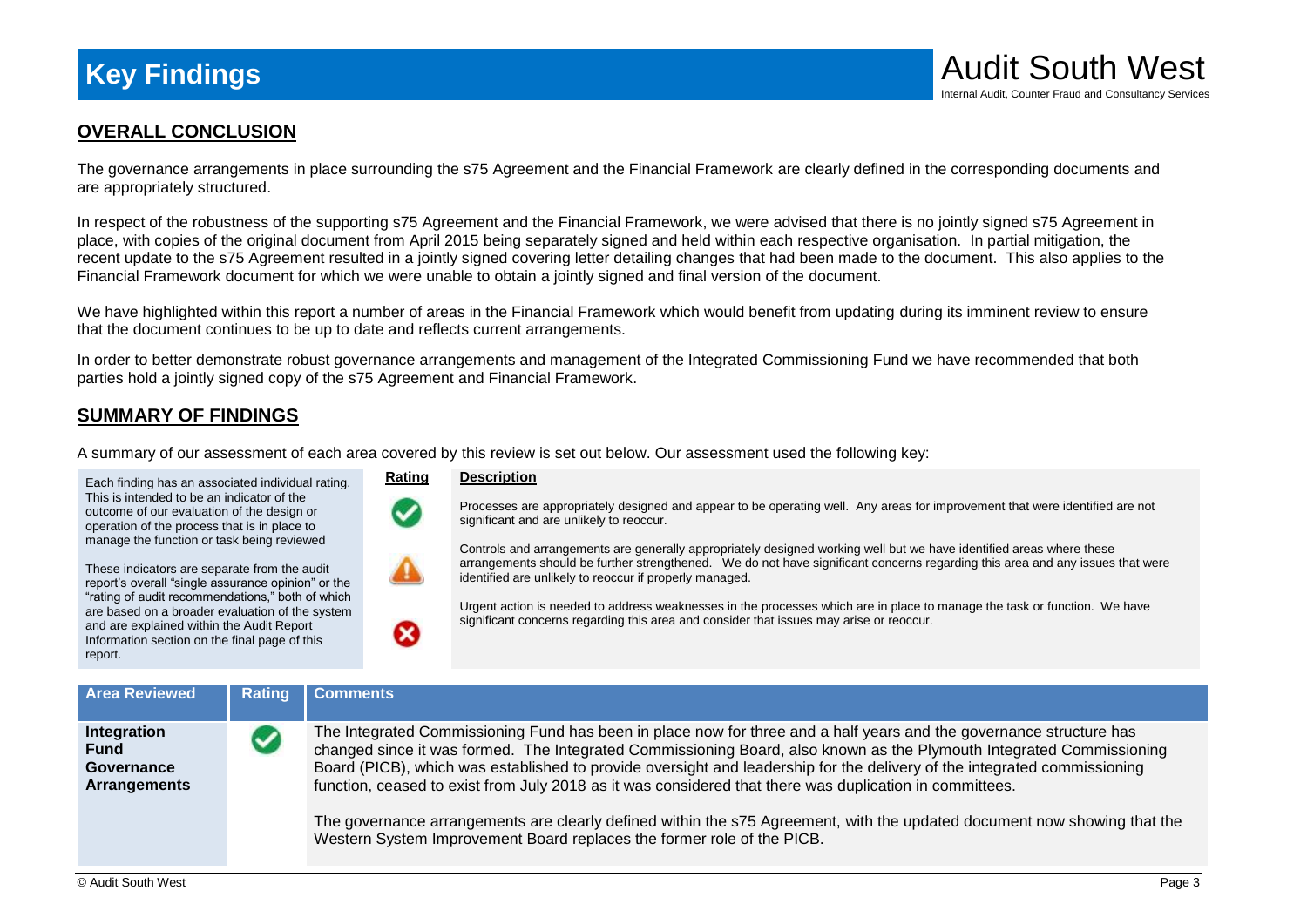# Key Findings

## OVERALL CONCLUSION

The governance arrangements in place surrounding the s75 Agreement and the Financial Framework are clearly defined in the corresponding documents and are appropriately structured.

In respect of the robustness of the supporting s75 Agreement and the Financial Framework, we were advised that there is no jointly signed s75 Agreement in place, with copies of the original document from April 2015 being separately signed and held within each respective organisation. In partial mitigation, the recent update to the s75 Agreement resulted in a jointly signed covering letter detailing changes that had been made to the document. This also applies to the Financial Framework document for which we were unable to obtain a jointly signed and final version of the document.

We have highlighted within this report a number of areas in the Financial Framework which would benefit from updating during its imminent review to ensure that the document continues to be up to date and reflects current arrangements.

In order to better demonstrate robust governance arrangements and management of the Integrated Commissioning Fund we have recommended that both parties hold a jointly signed copy of the s75 Agreement and Financial Framework.

## SUMMARY OF FINDINGS

A summary of our assessment of each area covered by this review is set out below. Our assessment used the following key:

Each finding has an associated individual rating. This is intended to be an indicator of the outcome of our evaluation of the design or operation of the process that is in place to manage the function or task being reviewed

These indicators are separate from the audit report's overall "single assurance opinion" or the "rating of audit recommendations," both of which are based on a broader evaluation of the system and are explained within the Audit Report Information section on the final page of this report.

| Rating | Description |
|---|---|
| ✔ (green) | Processes are appropriately designed and appear to be operating well. Any areas for improvement that were identified are not significant and are unlikely to reoccur. |
| ⚠ (amber) | Controls and arrangements are generally appropriately designed working well but we have identified areas where these arrangements should be further strengthened. We do not have significant concerns regarding this area and any issues that were identified are unlikely to reoccur if properly managed. |
| ✖ (red) | Urgent action is needed to address weaknesses in the processes which are in place to manage the task or function. We have significant concerns regarding this area and consider that issues may arise or reoccur. |

| Area Reviewed | Rating | Comments |
|---|---|---|
| **Integration Fund Governance Arrangements** | ✔ (green) | The Integrated Commissioning Fund has been in place now for three and a half years and the governance structure has changed since it was formed. The Integrated Commissioning Board, also known as the Plymouth Integrated Commissioning Board (PICB), which was established to provide oversight and leadership for the delivery of the integrated commissioning function, ceased to exist from July 2018 as it was considered that there was duplication in committees.<br><br>The governance arrangements are clearly defined within the s75 Agreement, with the updated document now showing that the Western System Improvement Board replaces the former role of the PICB. |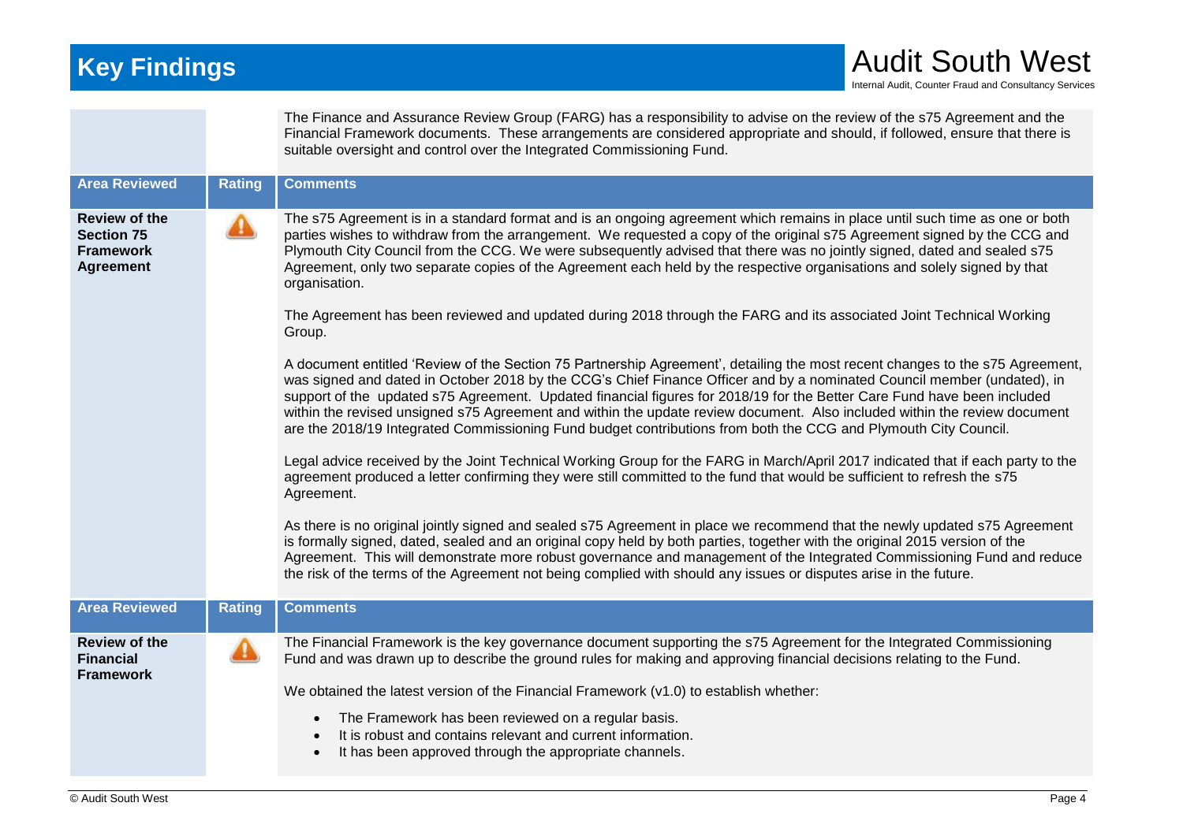# Key Findings

| | | |
|---|---|---|
| | | The Finance and Assurance Review Group (FARG) has a responsibility to advise on the review of the s75 Agreement and the Financial Framework documents. These arrangements are considered appropriate and should, if followed, ensure that there is suitable oversight and control over the Integrated Commissioning Fund. |

| Area Reviewed | Rating | Comments |
|---|---|---|
| **Review of the Section 75 Framework Agreement** | ⚠ | The s75 Agreement is in a standard format and is an ongoing agreement which remains in place until such time as one or both parties wishes to withdraw from the arrangement. We requested a copy of the original s75 Agreement signed by the CCG and Plymouth City Council from the CCG. We were subsequently advised that there was no jointly signed, dated and sealed s75 Agreement, only two separate copies of the Agreement each held by the respective organisations and solely signed by that organisation.<br><br>The Agreement has been reviewed and updated during 2018 through the FARG and its associated Joint Technical Working Group.<br><br>A document entitled 'Review of the Section 75 Partnership Agreement', detailing the most recent changes to the s75 Agreement, was signed and dated in October 2018 by the CCG's Chief Finance Officer and by a nominated Council member (undated), in support of the updated s75 Agreement. Updated financial figures for 2018/19 for the Better Care Fund have been included within the revised unsigned s75 Agreement and within the update review document. Also included within the review document are the 2018/19 Integrated Commissioning Fund budget contributions from both the CCG and Plymouth City Council.<br><br>Legal advice received by the Joint Technical Working Group for the FARG in March/April 2017 indicated that if each party to the agreement produced a letter confirming they were still committed to the fund that would be sufficient to refresh the s75 Agreement.<br><br>As there is no original jointly signed and sealed s75 Agreement in place we recommend that the newly updated s75 Agreement is formally signed, dated, sealed and an original copy held by both parties, together with the original 2015 version of the Agreement. This will demonstrate more robust governance and management of the Integrated Commissioning Fund and reduce the risk of the terms of the Agreement not being complied with should any issues or disputes arise in the future. |

| Area Reviewed | Rating | Comments |
|---|---|---|
| **Review of the Financial Framework** | ⚠ | The Financial Framework is the key governance document supporting the s75 Agreement for the Integrated Commissioning Fund and was drawn up to describe the ground rules for making and approving financial decisions relating to the Fund.<br><br>We obtained the latest version of the Financial Framework (v1.0) to establish whether:<br><br>• The Framework has been reviewed on a regular basis.<br>• It is robust and contains relevant and current information.<br>• It has been approved through the appropriate channels. |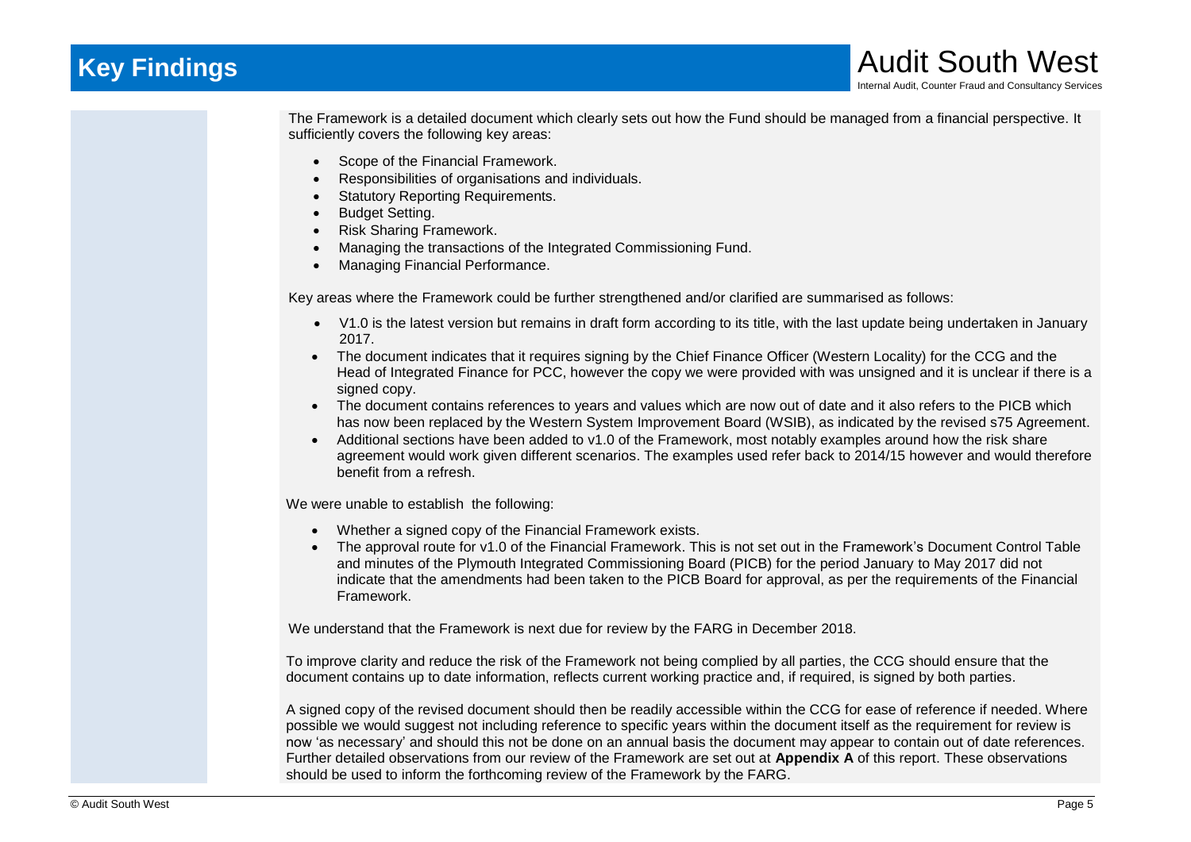# Key Findings

The Framework is a detailed document which clearly sets out how the Fund should be managed from a financial perspective. It sufficiently covers the following key areas:

- Scope of the Financial Framework.
- Responsibilities of organisations and individuals.
- Statutory Reporting Requirements.
- Budget Setting.
- Risk Sharing Framework.
- Managing the transactions of the Integrated Commissioning Fund.
- Managing Financial Performance.

Key areas where the Framework could be further strengthened and/or clarified are summarised as follows:

- V1.0 is the latest version but remains in draft form according to its title, with the last update being undertaken in January 2017.
- The document indicates that it requires signing by the Chief Finance Officer (Western Locality) for the CCG and the Head of Integrated Finance for PCC, however the copy we were provided with was unsigned and it is unclear if there is a signed copy.
- The document contains references to years and values which are now out of date and it also refers to the PICB which has now been replaced by the Western System Improvement Board (WSIB), as indicated by the revised s75 Agreement.
- Additional sections have been added to v1.0 of the Framework, most notably examples around how the risk share agreement would work given different scenarios. The examples used refer back to 2014/15 however and would therefore benefit from a refresh.

We were unable to establish the following:

- Whether a signed copy of the Financial Framework exists.
- The approval route for v1.0 of the Financial Framework. This is not set out in the Framework's Document Control Table and minutes of the Plymouth Integrated Commissioning Board (PICB) for the period January to May 2017 did not indicate that the amendments had been taken to the PICB Board for approval, as per the requirements of the Financial Framework.

We understand that the Framework is next due for review by the FARG in December 2018.

To improve clarity and reduce the risk of the Framework not being complied by all parties, the CCG should ensure that the document contains up to date information, reflects current working practice and, if required, is signed by both parties.

A signed copy of the revised document should then be readily accessible within the CCG for ease of reference if needed. Where possible we would suggest not including reference to specific years within the document itself as the requirement for review is now 'as necessary' and should this not be done on an annual basis the document may appear to contain out of date references. Further detailed observations from our review of the Framework are set out at **Appendix A** of this report. These observations should be used to inform the forthcoming review of the Framework by the FARG.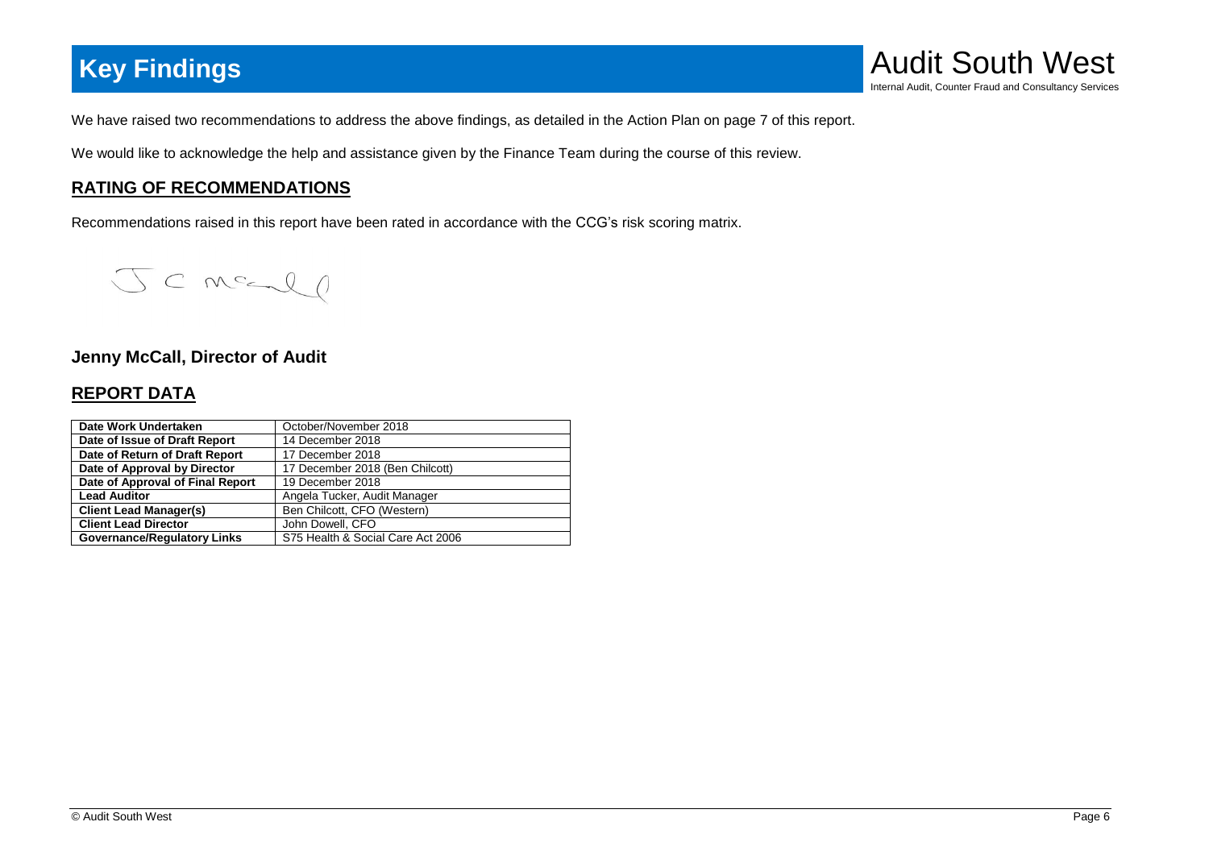# Key Findings

We have raised two recommendations to address the above findings, as detailed in the Action Plan on page 7 of this report.

We would like to acknowledge the help and assistance given by the Finance Team during the course of this review.

## RATING OF RECOMMENDATIONS

Recommendations raised in this report have been rated in accordance with the CCG's risk scoring matrix.

**Jenny McCall, Director of Audit**

## REPORT DATA

| | |
|---|---|
| **Date Work Undertaken** | October/November 2018 |
| **Date of Issue of Draft Report** | 14 December 2018 |
| **Date of Return of Draft Report** | 17 December 2018 |
| **Date of Approval by Director** | 17 December 2018 (Ben Chilcott) |
| **Date of Approval of Final Report** | 19 December 2018 |
| **Lead Auditor** | Angela Tucker, Audit Manager |
| **Client Lead Manager(s)** | Ben Chilcott, CFO (Western) |
| **Client Lead Director** | John Dowell, CFO |
| **Governance/Regulatory Links** | S75 Health & Social Care Act 2006 |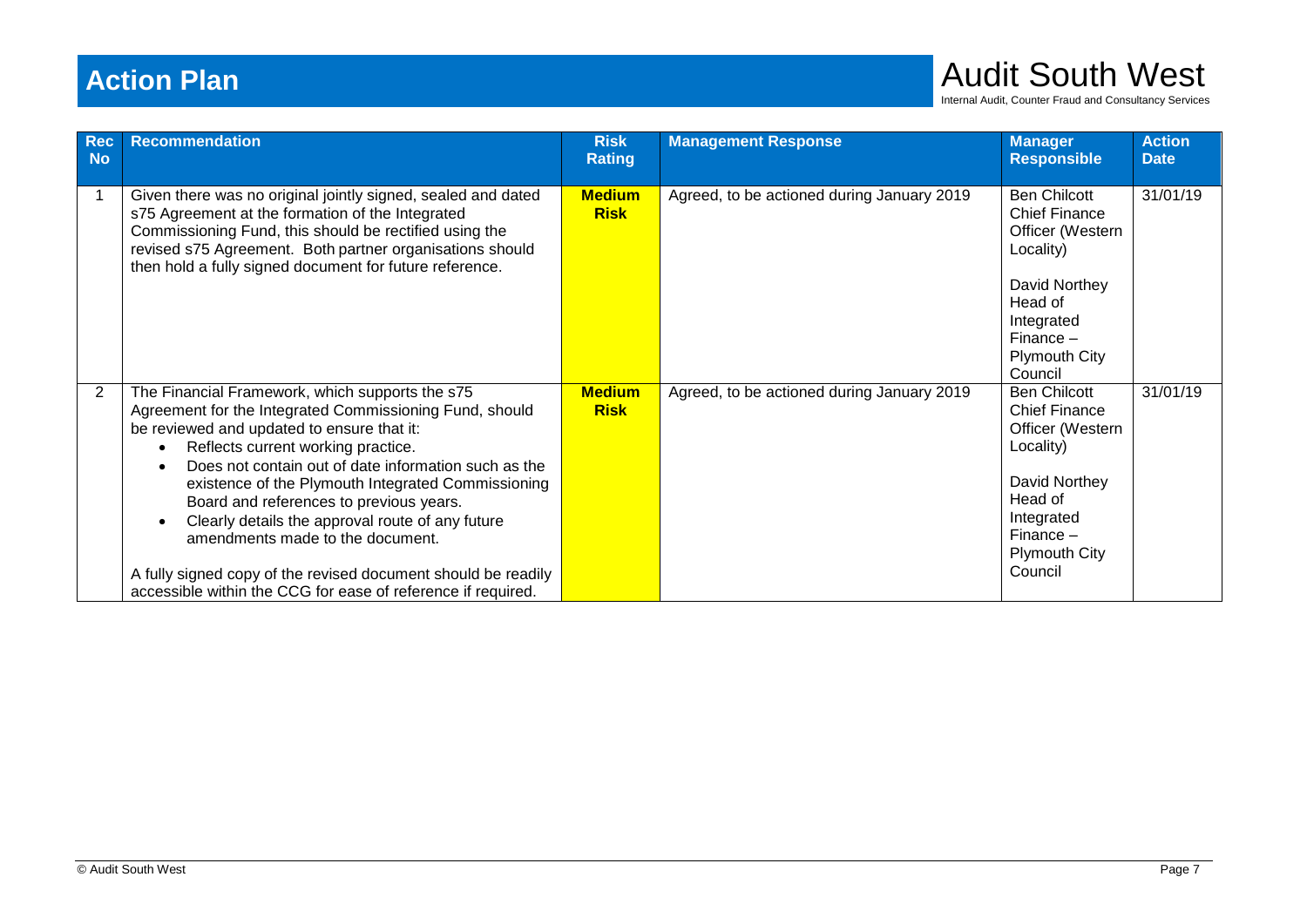# Action Plan

| Rec No | Recommendation | Risk Rating | Management Response | Manager Responsible | Action Date |
| --- | --- | --- | --- | --- | --- |
| 1 | Given there was no original jointly signed, sealed and dated s75 Agreement at the formation of the Integrated Commissioning Fund, this should be rectified using the revised s75 Agreement. Both partner organisations should then hold a fully signed document for future reference. | **Medium Risk** | Agreed, to be actioned during January 2019 | Ben Chilcott Chief Finance Officer (Western Locality)<br><br>David Northey Head of Integrated Finance – Plymouth City Council | 31/01/19 |
| 2 | The Financial Framework, which supports the s75 Agreement for the Integrated Commissioning Fund, should be reviewed and updated to ensure that it:<br>• Reflects current working practice.<br>• Does not contain out of date information such as the existence of the Plymouth Integrated Commissioning Board and references to previous years.<br>• Clearly details the approval route of any future amendments made to the document.<br><br>A fully signed copy of the revised document should be readily accessible within the CCG for ease of reference if required. | **Medium Risk** | Agreed, to be actioned during January 2019 | Ben Chilcott Chief Finance Officer (Western Locality)<br><br>David Northey Head of Integrated Finance – Plymouth City Council | 31/01/19 |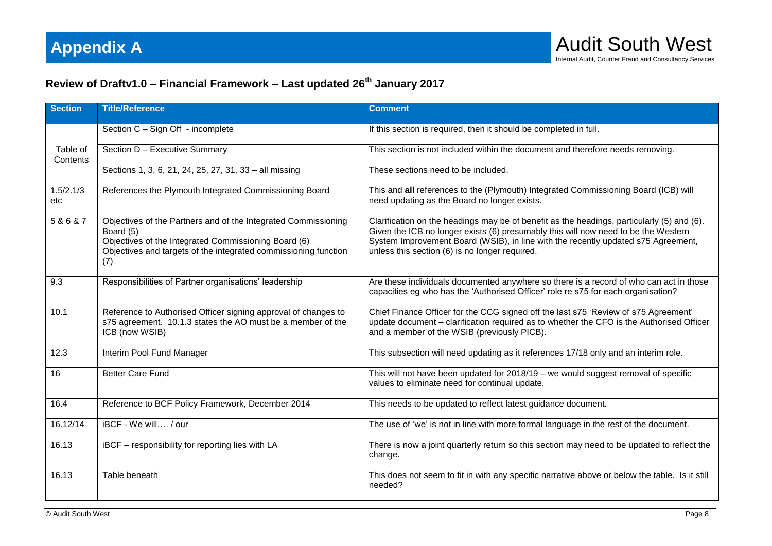# Appendix A

## Review of Draftv1.0 – Financial Framework – Last updated 26th January 2017

| Section | Title/Reference | Comment |
|---|---|---|
| Table of Contents | Section C – Sign Off - incomplete | If this section is required, then it should be completed in full. |
| | Section D – Executive Summary | This section is not included within the document and therefore needs removing. |
| | Sections 1, 3, 6, 21, 24, 25, 27, 31, 33 – all missing | These sections need to be included. |
| 1.5/2.1/3 etc | References the Plymouth Integrated Commissioning Board | This and **all** references to the (Plymouth) Integrated Commissioning Board (ICB) will need updating as the Board no longer exists. |
| 5 & 6 & 7 | Objectives of the Partners and of the Integrated Commissioning Board (5)<br>Objectives of the Integrated Commissioning Board (6)<br>Objectives and targets of the integrated commissioning function (7) | Clarification on the headings may be of benefit as the headings, particularly (5) and (6). Given the ICB no longer exists (6) presumably this will now need to be the Western System Improvement Board (WSIB), in line with the recently updated s75 Agreement, unless this section (6) is no longer required. |
| 9.3 | Responsibilities of Partner organisations' leadership | Are these individuals documented anywhere so there is a record of who can act in those capacities eg who has the 'Authorised Officer' role re s75 for each organisation? |
| 10.1 | Reference to Authorised Officer signing approval of changes to s75 agreement. 10.1.3 states the AO must be a member of the ICB (now WSIB) | Chief Finance Officer for the CCG signed off the last s75 'Review of s75 Agreement' update document – clarification required as to whether the CFO is the Authorised Officer and a member of the WSIB (previously PICB). |
| 12.3 | Interim Pool Fund Manager | This subsection will need updating as it references 17/18 only and an interim role. |
| 16 | Better Care Fund | This will not have been updated for 2018/19 – we would suggest removal of specific values to eliminate need for continual update. |
| 16.4 | Reference to BCF Policy Framework, December 2014 | This needs to be updated to reflect latest guidance document. |
| 16.12/14 | iBCF - We will…. / our | The use of 'we' is not in line with more formal language in the rest of the document. |
| 16.13 | iBCF – responsibility for reporting lies with LA | There is now a joint quarterly return so this section may need to be updated to reflect the change. |
| 16.13 | Table beneath | This does not seem to fit in with any specific narrative above or below the table. Is it still needed? |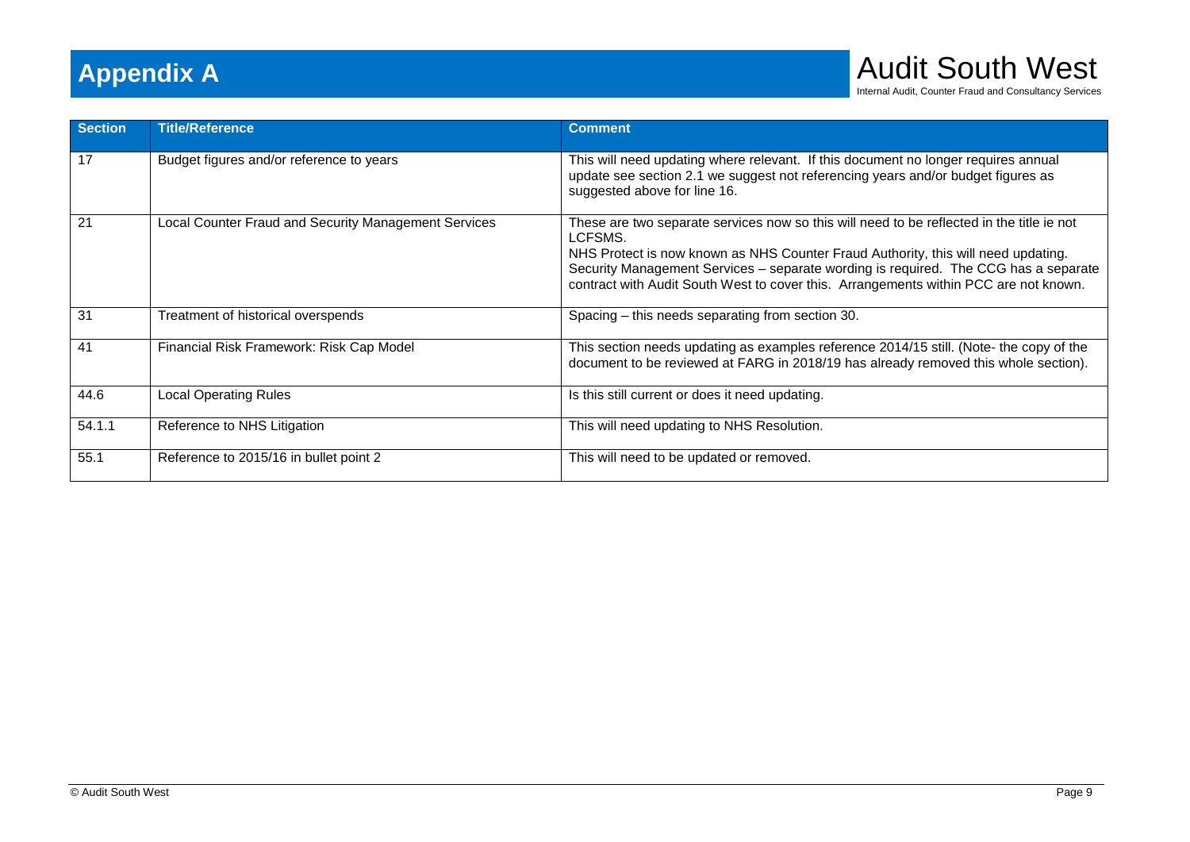# Appendix A

| Section | Title/Reference | Comment |
|---|---|---|
| 17 | Budget figures and/or reference to years | This will need updating where relevant. If this document no longer requires annual update see section 2.1 we suggest not referencing years and/or budget figures as suggested above for line 16. |
| 21 | Local Counter Fraud and Security Management Services | These are two separate services now so this will need to be reflected in the title ie not LCFSMS.<br>NHS Protect is now known as NHS Counter Fraud Authority, this will need updating.<br>Security Management Services – separate wording is required. The CCG has a separate contract with Audit South West to cover this. Arrangements within PCC are not known. |
| 31 | Treatment of historical overspends | Spacing – this needs separating from section 30. |
| 41 | Financial Risk Framework: Risk Cap Model | This section needs updating as examples reference 2014/15 still. (Note- the copy of the document to be reviewed at FARG in 2018/19 has already removed this whole section). |
| 44.6 | Local Operating Rules | Is this still current or does it need updating. |
| 54.1.1 | Reference to NHS Litigation | This will need updating to NHS Resolution. |
| 55.1 | Reference to 2015/16 in bullet point 2 | This will need to be updated or removed. |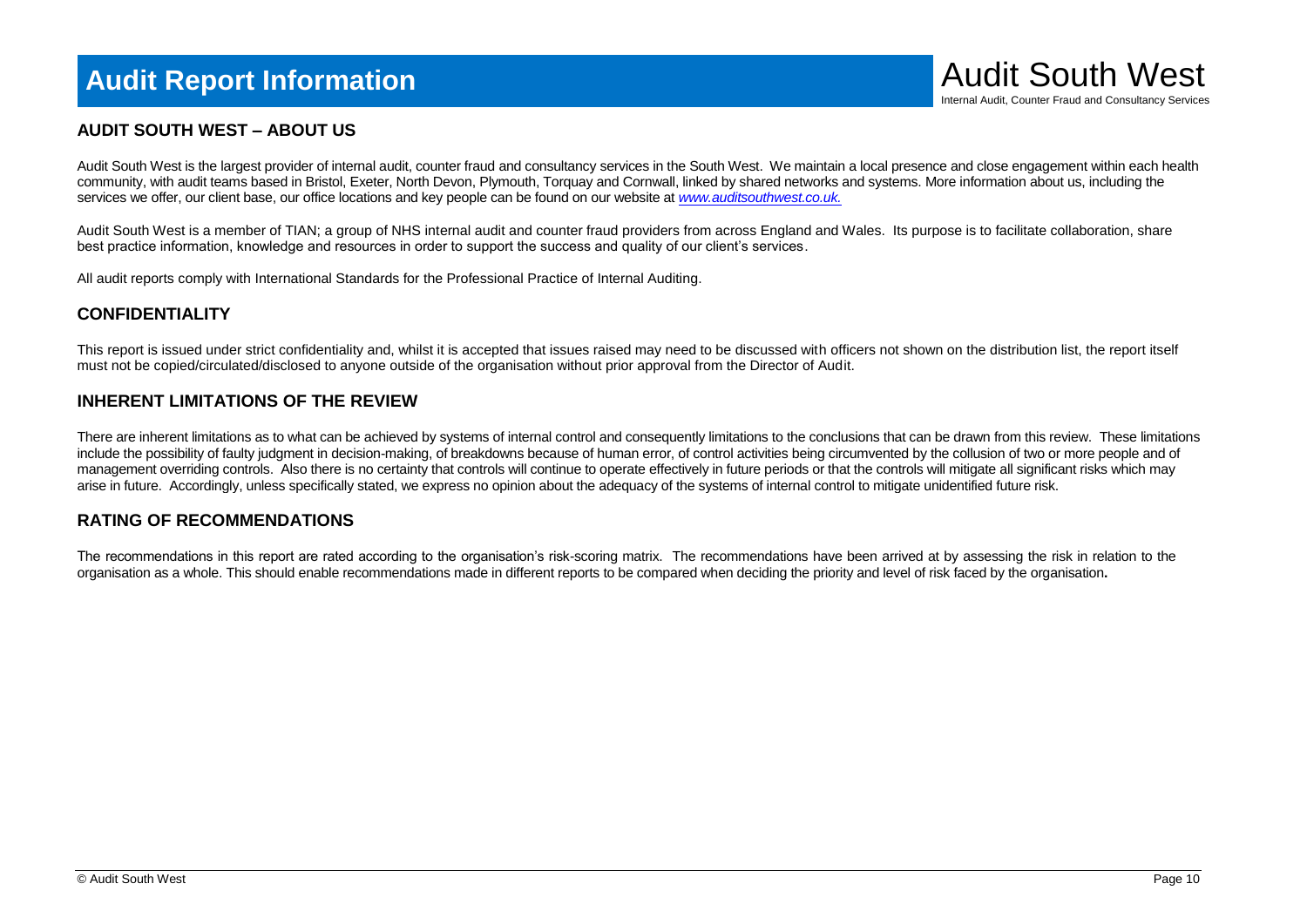# Audit Report Information

## AUDIT SOUTH WEST – ABOUT US

Audit South West is the largest provider of internal audit, counter fraud and consultancy services in the South West. We maintain a local presence and close engagement within each health community, with audit teams based in Bristol, Exeter, North Devon, Plymouth, Torquay and Cornwall, linked by shared networks and systems. More information about us, including the services we offer, our client base, our office locations and key people can be found on our website at *www.auditsouthwest.co.uk.*

Audit South West is a member of TIAN; a group of NHS internal audit and counter fraud providers from across England and Wales. Its purpose is to facilitate collaboration, share best practice information, knowledge and resources in order to support the success and quality of our client's services.

All audit reports comply with International Standards for the Professional Practice of Internal Auditing.

## CONFIDENTIALITY

This report is issued under strict confidentiality and, whilst it is accepted that issues raised may need to be discussed with officers not shown on the distribution list, the report itself must not be copied/circulated/disclosed to anyone outside of the organisation without prior approval from the Director of Audit.

## INHERENT LIMITATIONS OF THE REVIEW

There are inherent limitations as to what can be achieved by systems of internal control and consequently limitations to the conclusions that can be drawn from this review. These limitations include the possibility of faulty judgment in decision-making, of breakdowns because of human error, of control activities being circumvented by the collusion of two or more people and of management overriding controls. Also there is no certainty that controls will continue to operate effectively in future periods or that the controls will mitigate all significant risks which may arise in future. Accordingly, unless specifically stated, we express no opinion about the adequacy of the systems of internal control to mitigate unidentified future risk.

## RATING OF RECOMMENDATIONS

The recommendations in this report are rated according to the organisation's risk-scoring matrix. The recommendations have been arrived at by assessing the risk in relation to the organisation as a whole. This should enable recommendations made in different reports to be compared when deciding the priority and level of risk faced by the organisation**.**